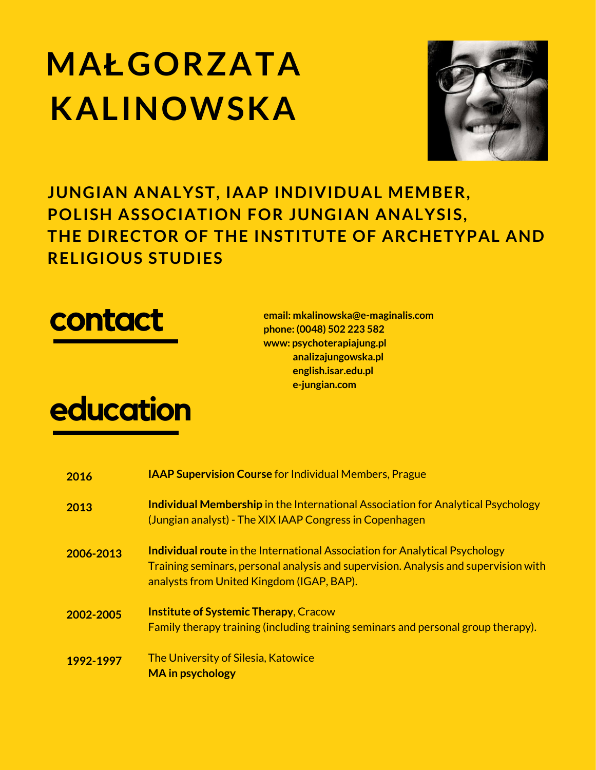# MAŁGORZATA KALINOWSKA

**JUNGIAN ANALYST, IAAP INDIVIDUAL MEMBER, POLISH ASSOCIATION FOR JUNGIAN ANALYSIS, THE DIRECTOR OF THE INSTITUTE OF ARCHETYPAL AND RELIGIOUS STUDIES**

## contact

**email: mkalinowska@e-maginalis.com**
**phone: (0048) 502 223 582**
**www: psychoterapiajung.pl**
**analizajungowska.pl**
**english.isar.edu.pl**
**e-jungian.com**

## education

| | |
|---|---|
| **2016** | **IAAP Supervision Course** for Individual Members, Prague |
| **2013** | **Individual Membership** in the International Association for Analytical Psychology (Jungian analyst) - The XIX IAAP Congress in Copenhagen |
| **2006-2013** | **Individual route** in the International Association for Analytical Psychology Training seminars, personal analysis and supervision. Analysis and supervision with analysts from United Kingdom (IGAP, BAP). |
| **2002-2005** | **Institute of Systemic Therapy**, Cracow Family therapy training (including training seminars and personal group therapy). |
| **1992-1997** | The University of Silesia, Katowice **MA in psychology** |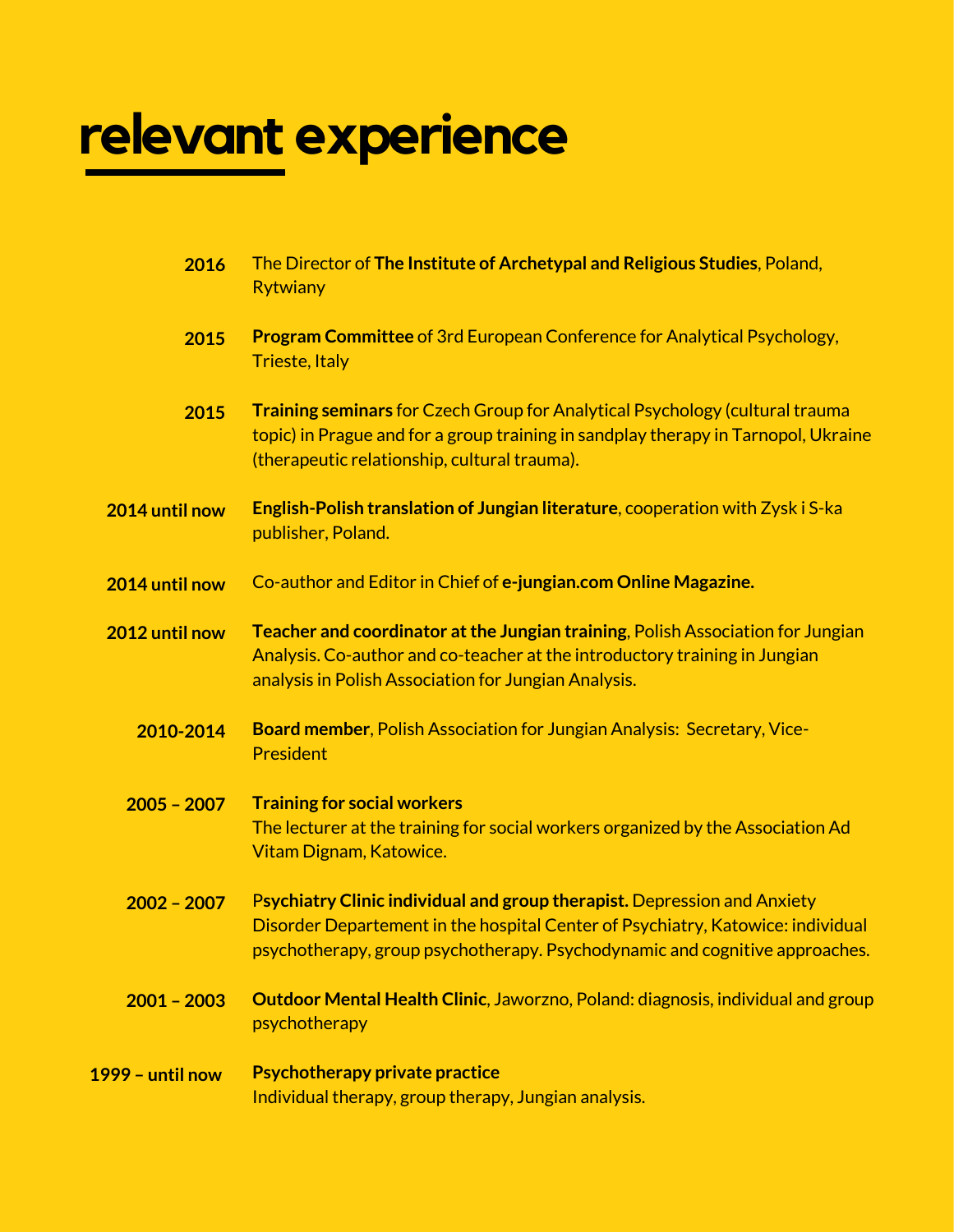# relevant experience

**2016** The Director of **The Institute of Archetypal and Religious Studies**, Poland, Rytwiany

**2015** **Program Committee** of 3rd European Conference for Analytical Psychology, Trieste, Italy

**2015** **Training seminars** for Czech Group for Analytical Psychology (cultural trauma topic) in Prague and for a group training in sandplay therapy in Tarnopol, Ukraine (therapeutic relationship, cultural trauma).

**2014 until now** **English-Polish translation of Jungian literature**, cooperation with Zysk i S-ka publisher, Poland.

**2014 until now** Co-author and Editor in Chief of **e-jungian.com Online Magazine.**

**2012 until now** **Teacher and coordinator at the Jungian training**, Polish Association for Jungian Analysis. Co-author and co-teacher at the introductory training in Jungian analysis in Polish Association for Jungian Analysis.

**2010-2014** **Board member**, Polish Association for Jungian Analysis: Secretary, Vice-President

**2005 – 2007** **Training for social workers**
The lecturer at the training for social workers organized by the Association Ad Vitam Dignam, Katowice.

**2002 – 2007** P**sychiatry Clinic individual and group therapist.** Depression and Anxiety Disorder Departement in the hospital Center of Psychiatry, Katowice: individual psychotherapy, group psychotherapy. Psychodynamic and cognitive approaches.

**2001 – 2003** **Outdoor Mental Health Clinic**, Jaworzno, Poland: diagnosis, individual and group psychotherapy

**1999 – until now** **Psychotherapy private practice**
Individual therapy, group therapy, Jungian analysis.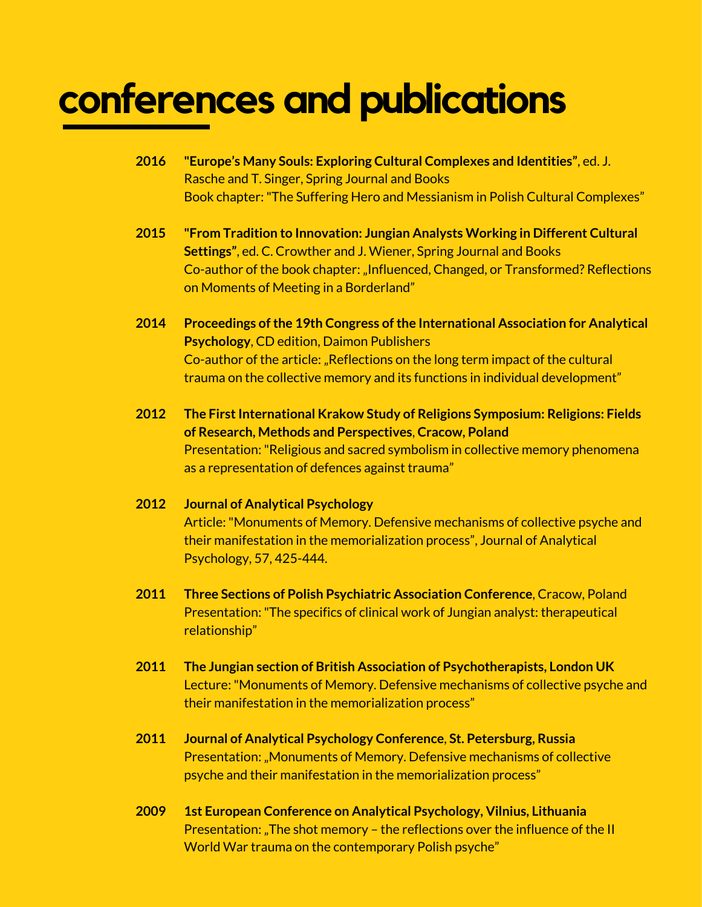# conferences and publications

**2016** **"Europe's Many Souls: Exploring Cultural Complexes and Identities"**, ed. J. Rasche and T. Singer, Spring Journal and Books
Book chapter: "The Suffering Hero and Messianism in Polish Cultural Complexes"

**2015** **"From Tradition to Innovation: Jungian Analysts Working in Different Cultural Settings"**, ed. C. Crowther and J. Wiener, Spring Journal and Books
Co-author of the book chapter: „Influenced, Changed, or Transformed? Reflections on Moments of Meeting in a Borderland"

**2014** **Proceedings of the 19th Congress of the International Association for Analytical Psychology**, CD edition, Daimon Publishers
Co-author of the article: „Reflections on the long term impact of the cultural trauma on the collective memory and its functions in individual development"

**2012** **The First International Krakow Study of Religions Symposium: Religions: Fields of Research, Methods and Perspectives**, **Cracow, Poland**
Presentation: "Religious and sacred symbolism in collective memory phenomena as a representation of defences against trauma"

**2012** **Journal of Analytical Psychology**
Article: "Monuments of Memory. Defensive mechanisms of collective psyche and their manifestation in the memorialization process", Journal of Analytical Psychology, 57, 425-444.

**2011** **Three Sections of Polish Psychiatric Association Conference**, Cracow, Poland
Presentation: "The specifics of clinical work of Jungian analyst: therapeutical relationship"

**2011** **The Jungian section of British Association of Psychotherapists, London UK**
Lecture: "Monuments of Memory. Defensive mechanisms of collective psyche and their manifestation in the memorialization process"

**2011** **Journal of Analytical Psychology Conference**, **St. Petersburg, Russia**
Presentation: „Monuments of Memory. Defensive mechanisms of collective psyche and their manifestation in the memorialization process"

**2009** **1st European Conference on Analytical Psychology, Vilnius, Lithuania**
Presentation: „The shot memory – the reflections over the influence of the II World War trauma on the contemporary Polish psyche"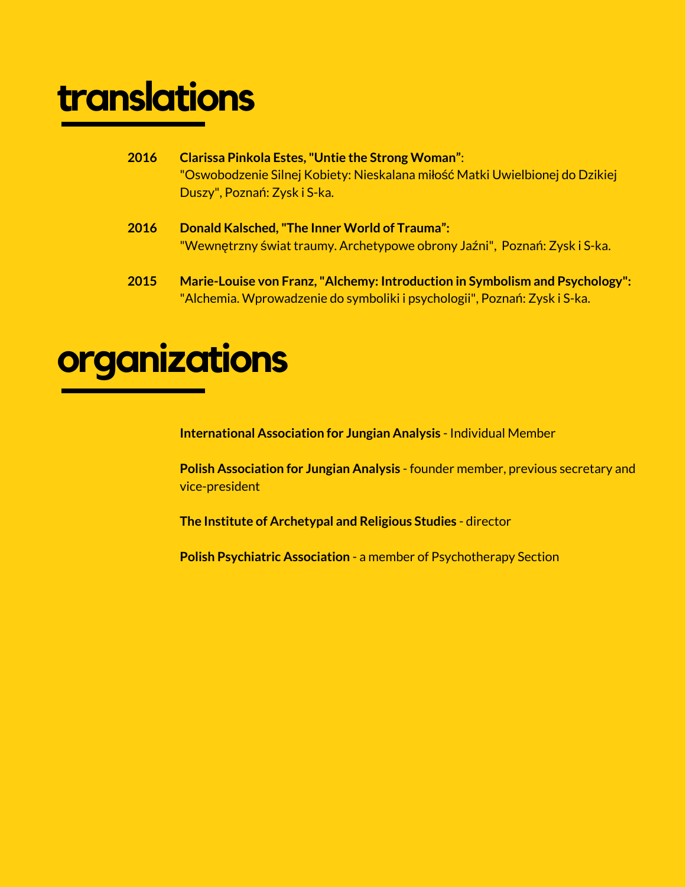# translations

**2016** **Clarissa Pinkola Estes, "Untie the Strong Woman"**:
"Oswobodzenie Silnej Kobiety: Nieskalana miłość Matki Uwielbionej do Dzikiej Duszy", Poznań: Zysk i S-ka.

**2016** **Donald Kalsched, "The Inner World of Trauma":**
"Wewnętrzny świat traumy. Archetypowe obrony Jaźni", Poznań: Zysk i S-ka.

**2015** **Marie-Louise von Franz, "Alchemy: Introduction in Symbolism and Psychology":**
"Alchemia. Wprowadzenie do symboliki i psychologii", Poznań: Zysk i S-ka.

# organizations

**International Association for Jungian Analysis** - Individual Member

**Polish Association for Jungian Analysis** - founder member, previous secretary and vice-president

**The Institute of Archetypal and Religious Studies** - director

**Polish Psychiatric Association** - a member of Psychotherapy Section